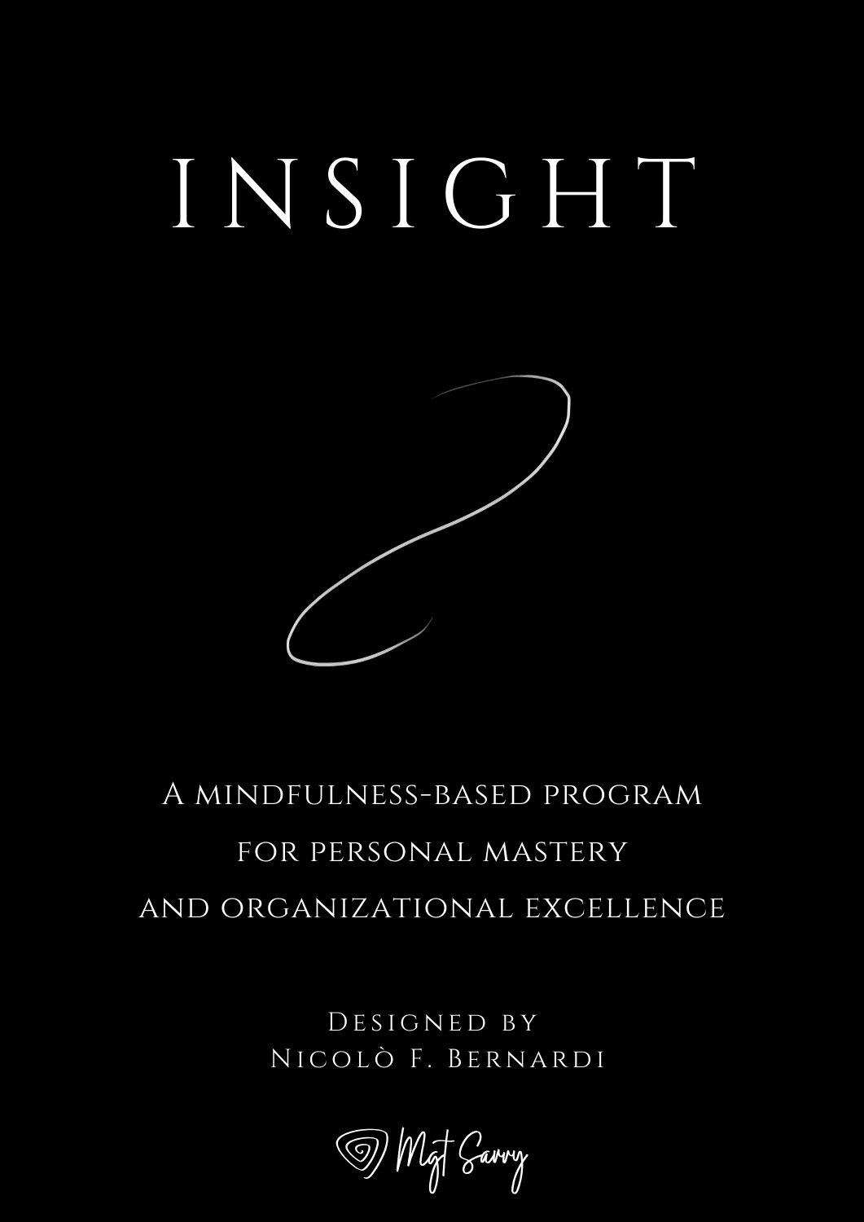# INSIGHT

A mindfulness-based program for personal mastery and organizational excellence

Designed by
Nicolò F. Bernardi

Mgt Savvy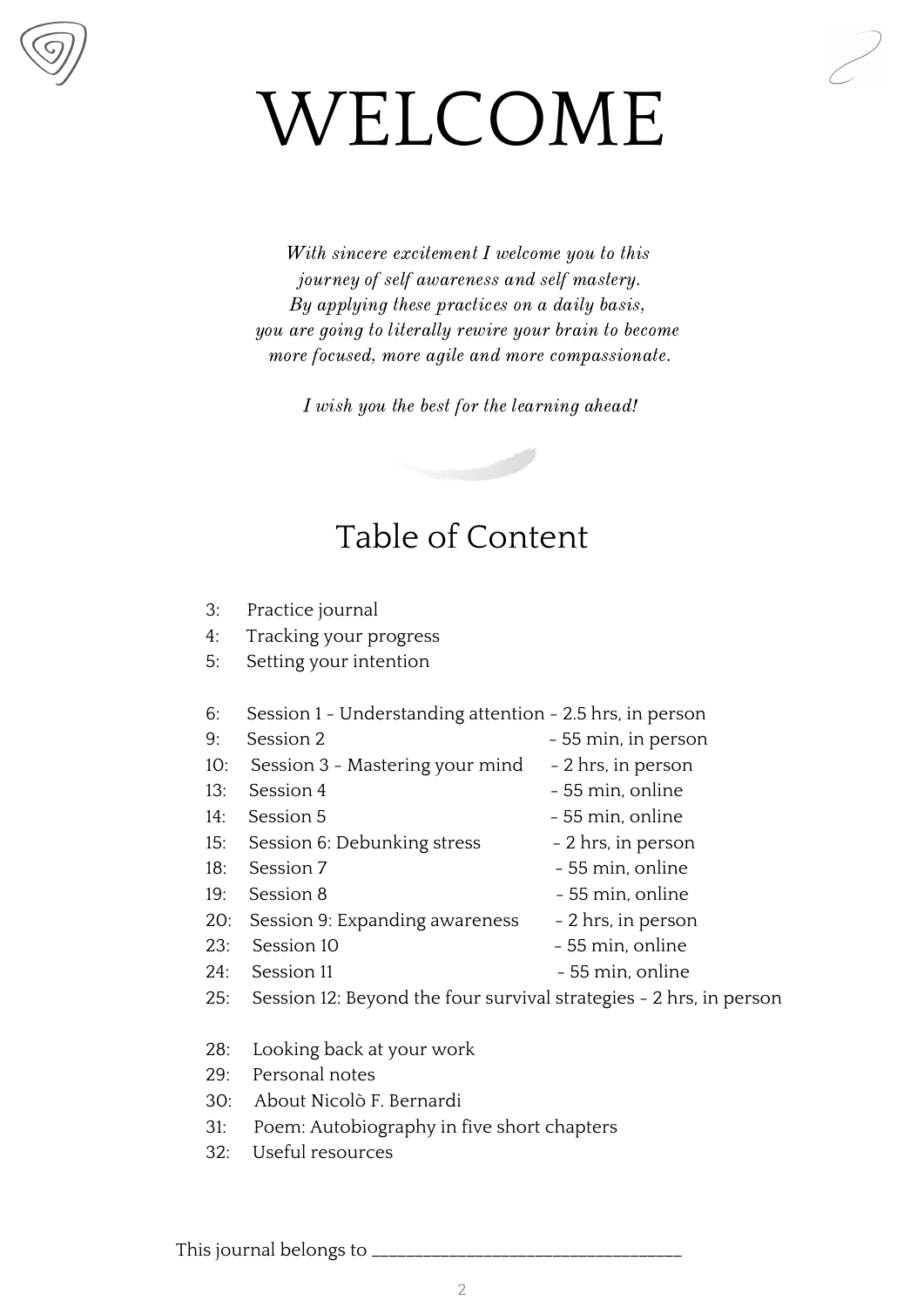# WELCOME

*With sincere excitement I welcome you to this journey of self awareness and self mastery. By applying these practices on a daily basis, you are going to literally rewire your brain to become more focused, more agile and more compassionate.*

*I wish you the best for the learning ahead!*

## Table of Content

3: Practice journal
4: Tracking your progress
5: Setting your intention

6: Session 1 - Understanding attention - 2.5 hrs, in person
9: Session 2 - 55 min, in person
10: Session 3 - Mastering your mind - 2 hrs, in person
13: Session 4 - 55 min, online
14: Session 5 - 55 min, online
15: Session 6: Debunking stress - 2 hrs, in person
18: Session 7 - 55 min, online
19: Session 8 - 55 min, online
20: Session 9: Expanding awareness - 2 hrs, in person
23: Session 10 - 55 min, online
24: Session 11 - 55 min, online
25: Session 12: Beyond the four survival strategies - 2 hrs, in person

28: Looking back at your work
29: Personal notes
30: About Nicolò F. Bernardi
31: Poem: Autobiography in five short chapters
32: Useful resources

This journal belongs to ___________________________________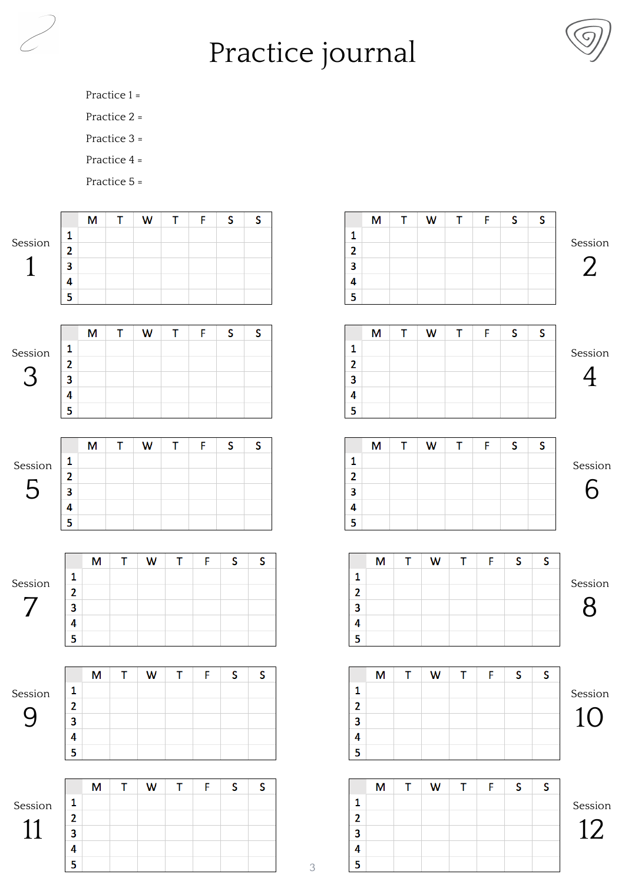# Practice journal

Practice 1 =

Practice 2 =

Practice 3 =

Practice 4 =

Practice 5 =

**Session 1**

| | M | T | W | T | F | S | S |
|---|---|---|---|---|---|---|---|
| 1 | | | | | | | |
| 2 | | | | | | | |
| 3 | | | | | | | |
| 4 | | | | | | | |
| 5 | | | | | | | |

**Session 2**

| | M | T | W | T | F | S | S |
|---|---|---|---|---|---|---|---|
| 1 | | | | | | | |
| 2 | | | | | | | |
| 3 | | | | | | | |
| 4 | | | | | | | |
| 5 | | | | | | | |

**Session 3**

| | M | T | W | T | F | S | S |
|---|---|---|---|---|---|---|---|
| 1 | | | | | | | |
| 2 | | | | | | | |
| 3 | | | | | | | |
| 4 | | | | | | | |
| 5 | | | | | | | |

**Session 4**

| | M | T | W | T | F | S | S |
|---|---|---|---|---|---|---|---|
| 1 | | | | | | | |
| 2 | | | | | | | |
| 3 | | | | | | | |
| 4 | | | | | | | |
| 5 | | | | | | | |

**Session 5**

| | M | T | W | T | F | S | S |
|---|---|---|---|---|---|---|---|
| 1 | | | | | | | |
| 2 | | | | | | | |
| 3 | | | | | | | |
| 4 | | | | | | | |
| 5 | | | | | | | |

**Session 6**

| | M | T | W | T | F | S | S |
|---|---|---|---|---|---|---|---|
| 1 | | | | | | | |
| 2 | | | | | | | |
| 3 | | | | | | | |
| 4 | | | | | | | |
| 5 | | | | | | | |

**Session 7**

| | M | T | W | T | F | S | S |
|---|---|---|---|---|---|---|---|
| 1 | | | | | | | |
| 2 | | | | | | | |
| 3 | | | | | | | |
| 4 | | | | | | | |
| 5 | | | | | | | |

**Session 8**

| | M | T | W | T | F | S | S |
|---|---|---|---|---|---|---|---|
| 1 | | | | | | | |
| 2 | | | | | | | |
| 3 | | | | | | | |
| 4 | | | | | | | |
| 5 | | | | | | | |

**Session 9**

| | M | T | W | T | F | S | S |
|---|---|---|---|---|---|---|---|
| 1 | | | | | | | |
| 2 | | | | | | | |
| 3 | | | | | | | |
| 4 | | | | | | | |
| 5 | | | | | | | |

**Session 10**

| | M | T | W | T | F | S | S |
|---|---|---|---|---|---|---|---|
| 1 | | | | | | | |
| 2 | | | | | | | |
| 3 | | | | | | | |
| 4 | | | | | | | |
| 5 | | | | | | | |

**Session 11**

| | M | T | W | T | F | S | S |
|---|---|---|---|---|---|---|---|
| 1 | | | | | | | |
| 2 | | | | | | | |
| 3 | | | | | | | |
| 4 | | | | | | | |
| 5 | | | | | | | |

**Session 12**

| | M | T | W | T | F | S | S |
|---|---|---|---|---|---|---|---|
| 1 | | | | | | | |
| 2 | | | | | | | |
| 3 | | | | | | | |
| 4 | | | | | | | |
| 5 | | | | | | | |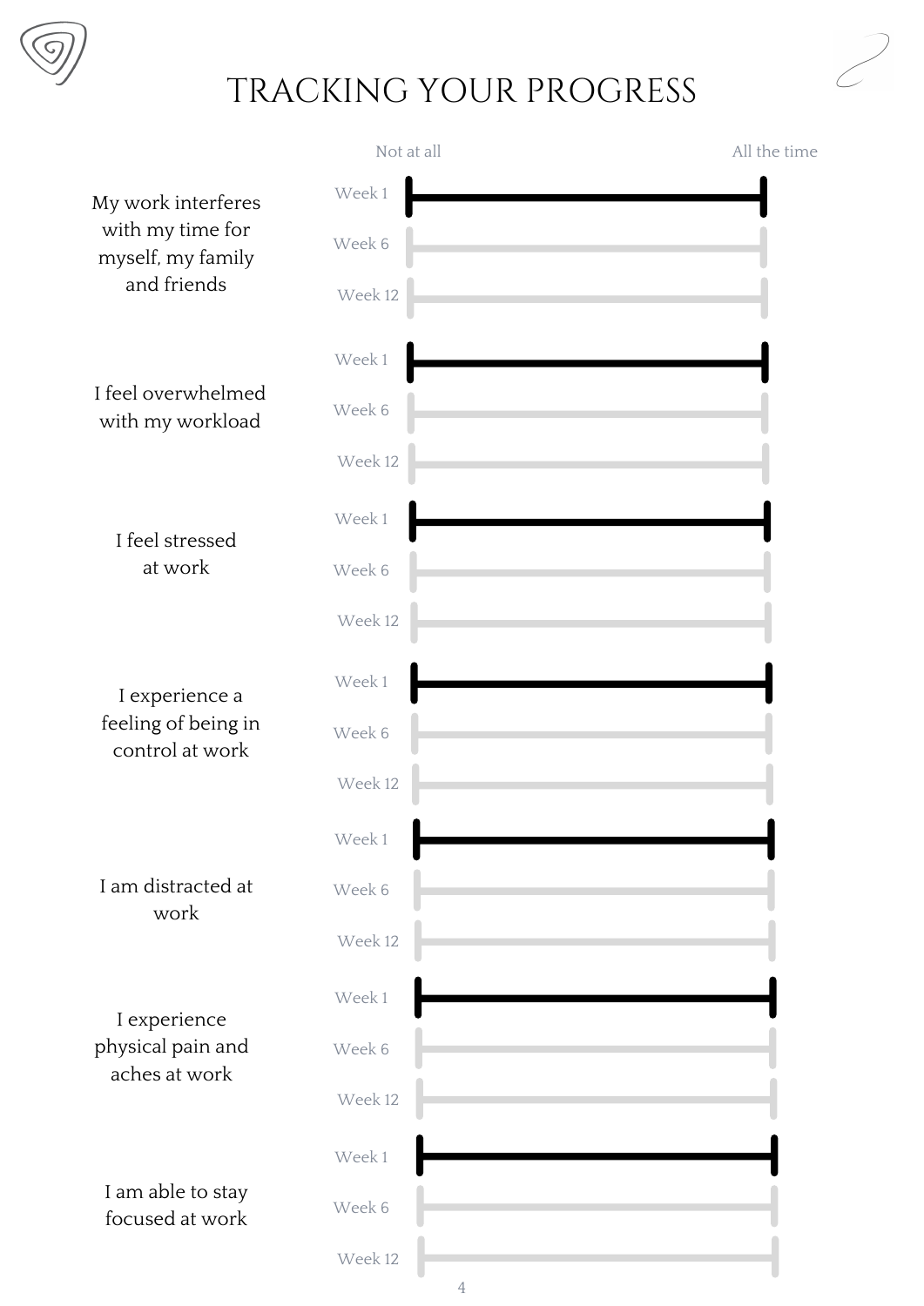# TRACKING YOUR PROGRESS

| | | Not at all ——— All the time |
|---|---|---|
| My work interferes with my time for myself, my family and friends | Week 1 | |
| | Week 6 | |
| | Week 12 | |
| I feel overwhelmed with my workload | Week 1 | |
| | Week 6 | |
| | Week 12 | |
| I feel stressed at work | Week 1 | |
| | Week 6 | |
| | Week 12 | |
| I experience a feeling of being in control at work | Week 1 | |
| | Week 6 | |
| | Week 12 | |
| I am distracted at work | Week 1 | |
| | Week 6 | |
| | Week 12 | |
| I experience physical pain and aches at work | Week 1 | |
| | Week 6 | |
| | Week 12 | |
| I am able to stay focused at work | Week 1 | |
| | Week 6 | |
| | Week 12 | |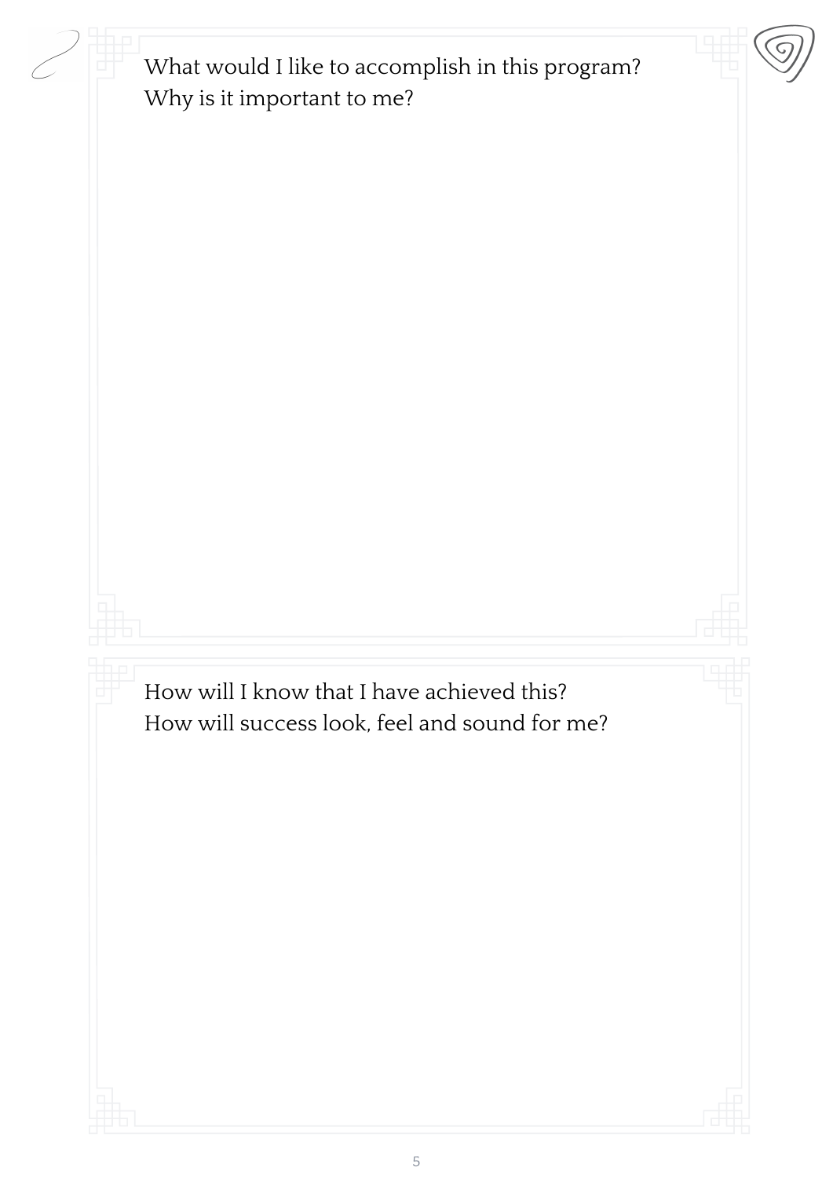What would I like to accomplish in this program?
Why is it important to me?

How will I know that I have achieved this?
How will success look, feel and sound for me?